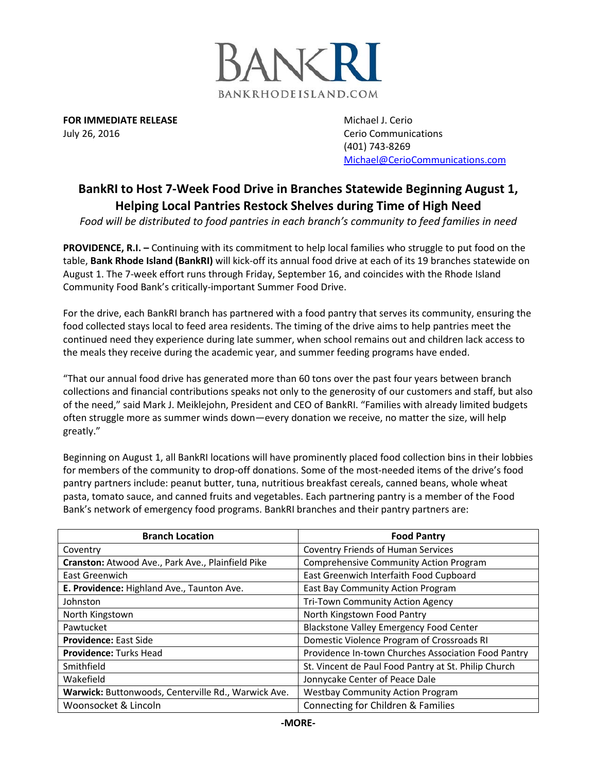BANKRI
BANKRHODEISLAND.COM

**FOR IMMEDIATE RELEASE**
July 26, 2016

Michael J. Cerio
Cerio Communications
(401) 743-8269
Michael@CerioCommunications.com

# BankRI to Host 7-Week Food Drive in Branches Statewide Beginning August 1, Helping Local Pantries Restock Shelves during Time of High Need

*Food will be distributed to food pantries in each branch's community to feed families in need*

**PROVIDENCE, R.I. –** Continuing with its commitment to help local families who struggle to put food on the table, **Bank Rhode Island (BankRI)** will kick-off its annual food drive at each of its 19 branches statewide on August 1. The 7-week effort runs through Friday, September 16, and coincides with the Rhode Island Community Food Bank's critically-important Summer Food Drive.

For the drive, each BankRI branch has partnered with a food pantry that serves its community, ensuring the food collected stays local to feed area residents. The timing of the drive aims to help pantries meet the continued need they experience during late summer, when school remains out and children lack access to the meals they receive during the academic year, and summer feeding programs have ended.

"That our annual food drive has generated more than 60 tons over the past four years between branch collections and financial contributions speaks not only to the generosity of our customers and staff, but also of the need," said Mark J. Meiklejohn, President and CEO of BankRI. "Families with already limited budgets often struggle more as summer winds down—every donation we receive, no matter the size, will help greatly."

Beginning on August 1, all BankRI locations will have prominently placed food collection bins in their lobbies for members of the community to drop-off donations. Some of the most-needed items of the drive's food pantry partners include: peanut butter, tuna, nutritious breakfast cereals, canned beans, whole wheat pasta, tomato sauce, and canned fruits and vegetables. Each partnering pantry is a member of the Food Bank's network of emergency food programs. BankRI branches and their pantry partners are:

| Branch Location | Food Pantry |
|---|---|
| Coventry | Coventry Friends of Human Services |
| **Cranston:** Atwood Ave., Park Ave., Plainfield Pike | Comprehensive Community Action Program |
| East Greenwich | East Greenwich Interfaith Food Cupboard |
| **E. Providence:** Highland Ave., Taunton Ave. | East Bay Community Action Program |
| Johnston | Tri-Town Community Action Agency |
| North Kingstown | North Kingstown Food Pantry |
| Pawtucket | Blackstone Valley Emergency Food Center |
| **Providence:** East Side | Domestic Violence Program of Crossroads RI |
| **Providence:** Turks Head | Providence In-town Churches Association Food Pantry |
| Smithfield | St. Vincent de Paul Food Pantry at St. Philip Church |
| Wakefield | Jonnycake Center of Peace Dale |
| **Warwick:** Buttonwoods, Centerville Rd., Warwick Ave. | Westbay Community Action Program |
| Woonsocket & Lincoln | Connecting for Children & Families |

**-MORE-**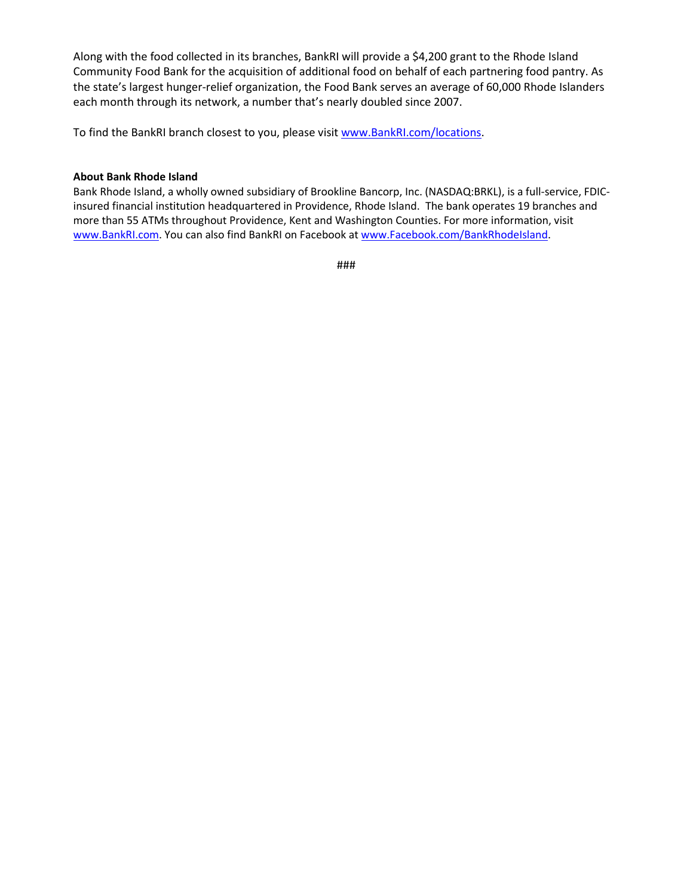Along with the food collected in its branches, BankRI will provide a $4,200 grant to the Rhode Island Community Food Bank for the acquisition of additional food on behalf of each partnering food pantry. As the state's largest hunger-relief organization, the Food Bank serves an average of 60,000 Rhode Islanders each month through its network, a number that's nearly doubled since 2007.

To find the BankRI branch closest to you, please visit www.BankRI.com/locations.

**About Bank Rhode Island**

Bank Rhode Island, a wholly owned subsidiary of Brookline Bancorp, Inc. (NASDAQ:BRKL), is a full-service, FDIC-insured financial institution headquartered in Providence, Rhode Island. The bank operates 19 branches and more than 55 ATMs throughout Providence, Kent and Washington Counties. For more information, visit www.BankRI.com. You can also find BankRI on Facebook at www.Facebook.com/BankRhodeIsland.

###